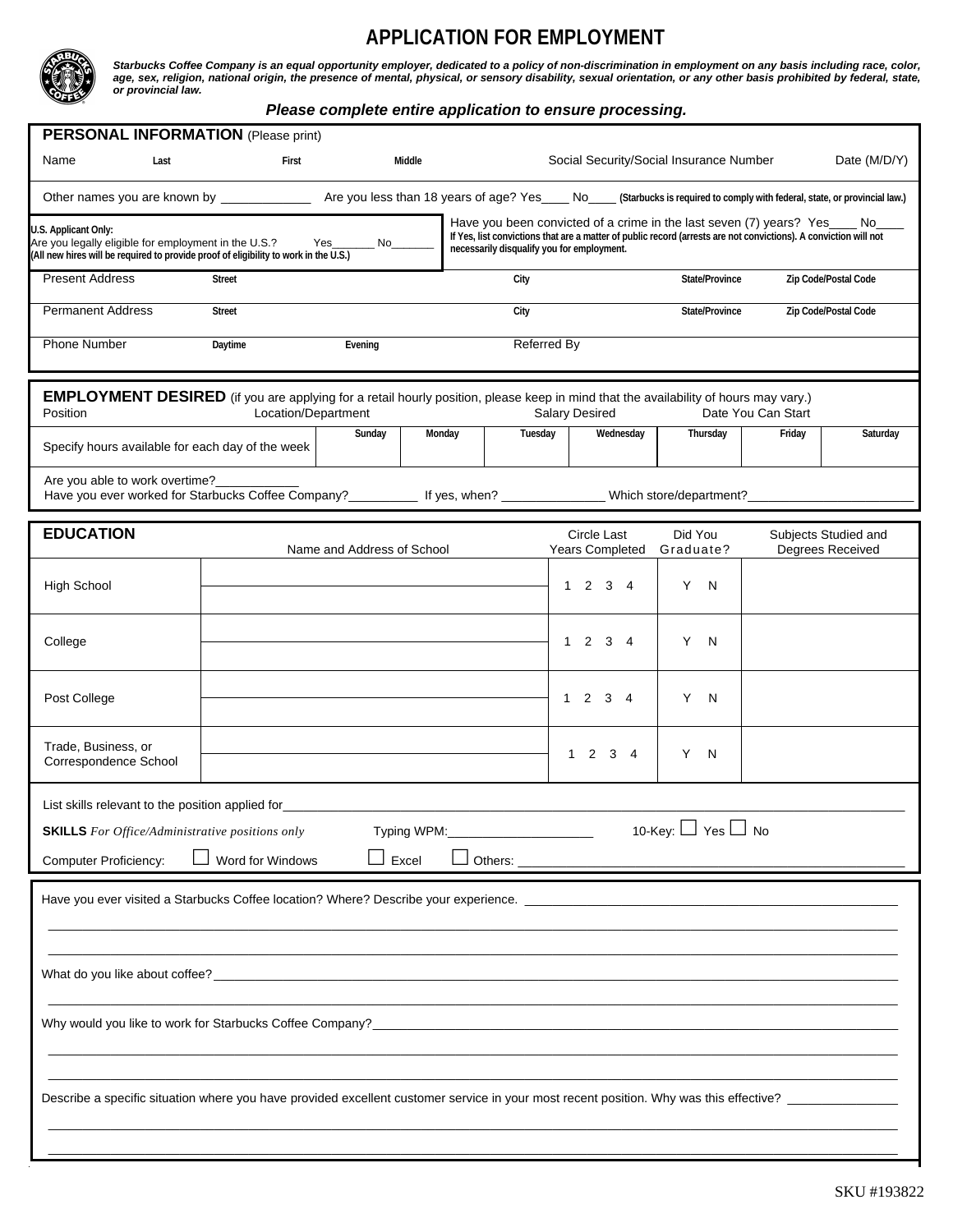# APPLICATION FOR EMPLOYMENT

***Starbucks Coffee Company is an equal opportunity employer, dedicated to a policy of non-discrimination in employment on any basis including race, color, age, sex, religion, national origin, the presence of mental, physical, or sensory disability, sexual orientation, or any other basis prohibited by federal, state, or provincial law.***

***Please complete entire application to ensure processing.***

## PERSONAL INFORMATION (Please print)

| Name | Last | First | Middle | Social Security/Social Insurance Number | Date (M/D/Y) |
|---|---|---|---|---|---|
| | | | | | |

Other names you are known by ____________ Are you less than 18 years of age? Yes____ No____ **(Starbucks is required to comply with federal, state, or provincial law.)**

**U.S. Applicant Only:**
Are you legally eligible for employment in the U.S.? Yes_______ No_______
**(All new hires will be required to provide proof of eligibility to work in the U.S.)**

Have you been convicted of a crime in the last seven (7) years? Yes____ No____
**If Yes, list convictions that are a matter of public record (arrests are not convictions). A conviction will not necessarily disqualify you for employment.**

| | Street | City | State/Province | Zip Code/Postal Code |
|---|---|---|---|---|
| Present Address | | | | |
| Permanent Address | | | | |

| Phone Number | Daytime | Evening | Referred By |
|---|---|---|---|
| | | | |

## EMPLOYMENT DESIRED (if you are applying for a retail hourly position, please keep in mind that the availability of hours may vary.)

| Position | Location/Department | Salary Desired | Date You Can Start |
|---|---|---|---|
| | | | |

| | Sunday | Monday | Tuesday | Wednesday | Thursday | Friday | Saturday |
|---|---|---|---|---|---|---|---|
| Specify hours available for each day of the week | | | | | | | |

Are you able to work overtime?___________
Have you ever worked for Starbucks Coffee Company?__________ If yes, when? ______________ Which store/department?______________________

## EDUCATION

| | Name and Address of School | Circle Last Years Completed | Did You Graduate? | Subjects Studied and Degrees Received |
|---|---|---|---|---|
| High School | | 1 2 3 4 | Y N | |
| College | | 1 2 3 4 | Y N | |
| Post College | | 1 2 3 4 | Y N | |
| Trade, Business, or Correspondence School | | 1 2 3 4 | Y N | |

List skills relevant to the position applied for_______________________________________________

**SKILLS** *For Office/Administrative positions only* Typing WPM:____________________ 10-Key: ☐ Yes ☐ No

Computer Proficiency: ☐ Word for Windows ☐ Excel ☐ Others: ______________________________

Have you ever visited a Starbucks Coffee location? Where? Describe your experience. ______________________________

What do you like about coffee?______________________________

Why would you like to work for Starbucks Coffee Company?______________________________

Describe a specific situation where you have provided excellent customer service in your most recent position. Why was this effective? ______________

SKU #193822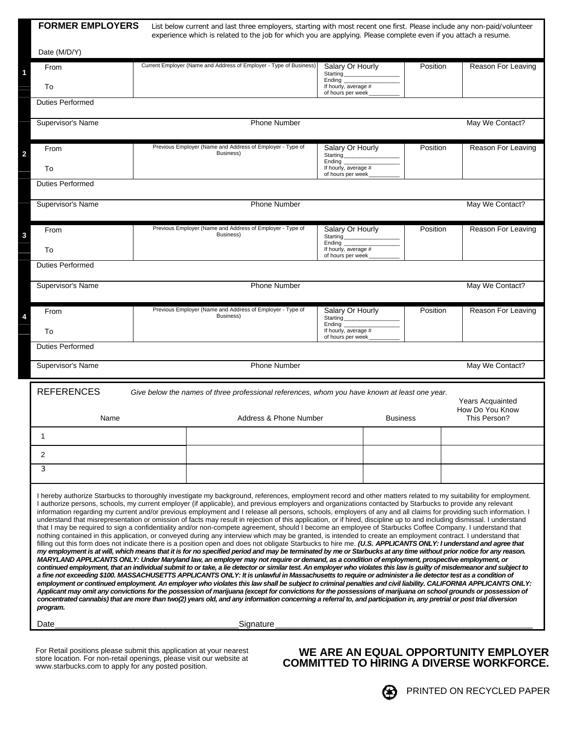## FORMER EMPLOYERS

List below current and last three employers, starting with most recent one first. Please include any non-paid/volunteer experience which is related to the job for which you are applying. Please complete even if you attach a resume.

Date (M/D/Y)

| # | Date (M/D/Y) | Employer (Name and Address of Employer - Type of Business) | Salary Or Hourly | Position | Reason For Leaving |
|---|---|---|---|---|---|
| 1 | From<br>To | Current Employer (Name and Address of Employer - Type of Business) | Starting ____<br>Ending ____<br>If hourly, average # of hours per week ____ | | |
| | Duties Performed | | | | |
| | Supervisor's Name | Phone Number | | | May We Contact? |
| 2 | From<br>To | Previous Employer (Name and Address of Employer - Type of Business) | Starting ____<br>Ending ____<br>If hourly, average # of hours per week ____ | | |
| | Duties Performed | | | | |
| | Supervisor's Name | Phone Number | | | May We Contact? |
| 3 | From<br>To | Previous Employer (Name and Address of Employer - Type of Business) | Starting ____<br>Ending ____<br>If hourly, average # of hours per week ____ | | |
| | Duties Performed | | | | |
| | Supervisor's Name | Phone Number | | | May We Contact? |
| 4 | From<br>To | Previous Employer (Name and Address of Employer - Type of Business) | Starting ____<br>Ending ____<br>If hourly, average # of hours per week ____ | | |
| | Duties Performed | | | | |
| | Supervisor's Name | Phone Number | | | May We Contact? |

## REFERENCES

*Give below the names of three professional references, whom you have known at least one year.*

| Name | Address & Phone Number | Business | Years Acquainted How Do You Know This Person? |
|---|---|---|---|
| 1 | | | |
| 2 | | | |
| 3 | | | |

I hereby authorize Starbucks to thoroughly investigate my background, references, employment record and other matters related to my suitability for employment. I authorize persons, schools, my current employer (if applicable), and previous employers and organizations contacted by Starbucks to provide any relevant information regarding my current and/or previous employment and I release all persons, schools, employers of any and all claims for providing such information. I understand that misrepresentation or omission of facts may result in rejection of this application, or if hired, discipline up to and including dismissal. I understand that I may be required to sign a confidentiality and/or non-compete agreement, should I become an employee of Starbucks Coffee Company. I understand that nothing contained in this application, or conveyed during any interview which may be granted, is intended to create an employment contract. I understand that filling out this form does not indicate there is a position open and does not obligate Starbucks to hire me. ***(U.S. APPLICANTS ONLY: I understand and agree that my employment is at will, which means that it is for no specified period and may be terminated by me or Starbucks at any time without prior notice for any reason. MARYLAND APPLICANTS ONLY: Under Maryland law, an employer may not require or demand, as a condition of employment, prospective employment, or continued employment, that an individual submit to or take, a lie detector or similar test. An employer who violates this law is guilty of misdemeanor and subject to a fine not exceeding $100. MASSACHUSETTS APPLICANTS ONLY: It is unlawful in Massachusetts to require or administer a lie detector test as a condition of employment or continued employment. An employer who violates this law shall be subject to criminal penalties and civil liability. CALIFORNIA APPLICANTS ONLY: Applicant may omit any convictions for the possession of marijuana (except for convictions for the possessions of marijuana on school grounds or possession of concentrated cannabis) that are more than two(2) years old, and any information concerning a referral to, and participation in, any pretrial or post trial diversion program.***

Date______________________________________Signature______________________________________________________

For Retail positions please submit this application at your nearest store location. For non-retail openings, please visit our website at www.starbucks.com to apply for any posted position.

**WE ARE AN EQUAL OPPORTUNITY EMPLOYER COMMITTED TO HIRING A DIVERSE WORKFORCE.**

PRINTED ON RECYCLED PAPER